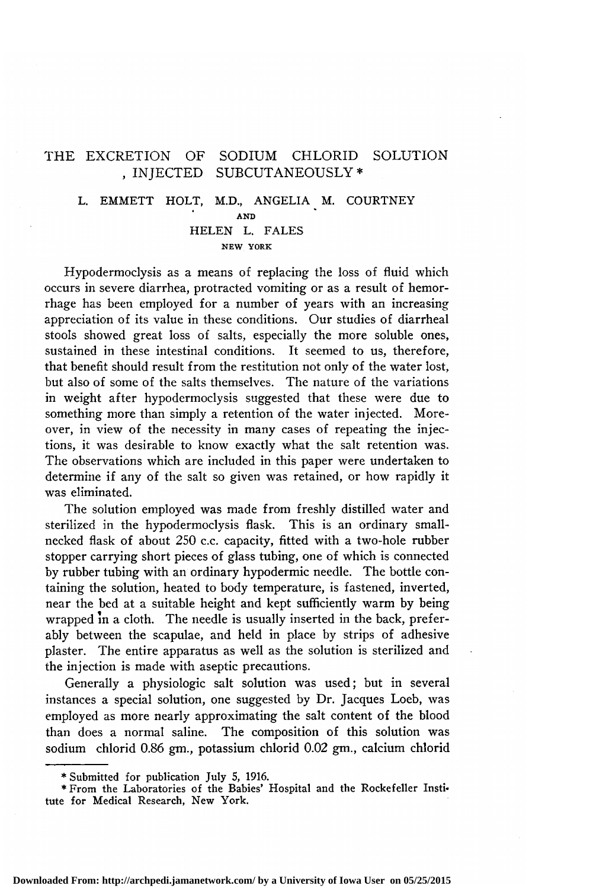# THE EXCRETION OF SODIUM CHLORID SOLUTION INJECTED SUBCUTANEOUSLY *

L. EMMETT HOLT, M.D., ANGELIA M. COURTNEY
AND
HELEN L. FALES

NEW YORK

Hypodermoclysis as a means of replacing the loss of fluid which occurs in severe diarrhea, protracted vomiting or as a result of hemorrhage has been employed for a number of years with an increasing appreciation of its value in these conditions. Our studies of diarrheal stools showed great loss of salts, especially the more soluble ones, sustained in these intestinal conditions. It seemed to us, therefore, that benefit should result from the restitution not only of the water lost, but also of some of the salts themselves. The nature of the variations in weight after hypodermoclysis suggested that these were due to something more than simply a retention of the water injected. Moreover, in view of the necessity in many cases of repeating the injections, it was desirable to know exactly what the salt retention was. The observations which are included in this paper were undertaken to determine if any of the salt so given was retained, or how rapidly it was eliminated.

The solution employed was made from freshly distilled water and sterilized in the hypodermoclysis flask. This is an ordinary small-necked flask of about 250 c.c. capacity, fitted with a two-hole rubber stopper carrying short pieces of glass tubing, one of which is connected by rubber tubing with an ordinary hypodermic needle. The bottle containing the solution, heated to body temperature, is fastened, inverted, near the bed at a suitable height and kept sufficiently warm by being wrapped in a cloth. The needle is usually inserted in the back, preferably between the scapulae, and held in place by strips of adhesive plaster. The entire apparatus as well as the solution is sterilized and the injection is made with aseptic precautions.

Generally a physiologic salt solution was used; but in several instances a special solution, one suggested by Dr. Jacques Loeb, was employed as more nearly approximating the salt content of the blood than does a normal saline. The composition of this solution was sodium chlorid 0.86 gm., potassium chlorid 0.02 gm., calcium chlorid

---

\* Submitted for publication July 5, 1916.

\* From the Laboratories of the Babies' Hospital and the Rockefeller Institute for Medical Research, New York.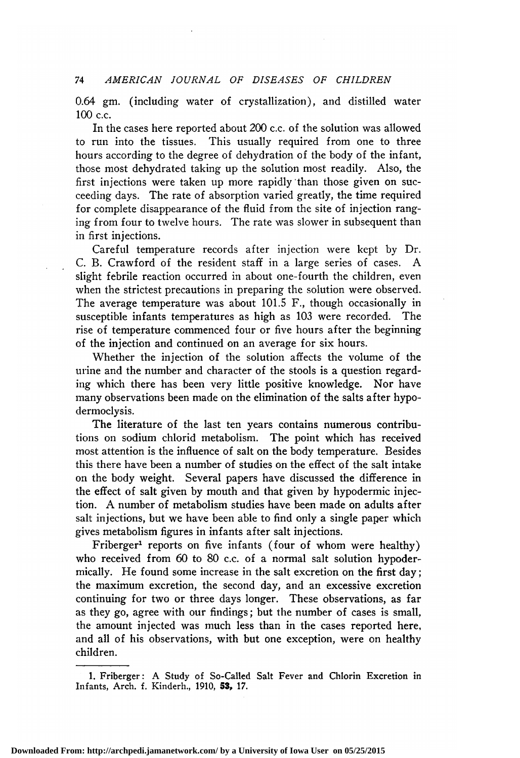0.64 gm. (including water of crystallization), and distilled water 100 c.c.

In the cases here reported about 200 c.c. of the solution was allowed to run into the tissues. This usually required from one to three hours according to the degree of dehydration of the body of the infant, those most dehydrated taking up the solution most readily. Also, the first injections were taken up more rapidly than those given on succeeding days. The rate of absorption varied greatly, the time required for complete disappearance of the fluid from the site of injection ranging from four to twelve hours. The rate was slower in subsequent than in first injections.

Careful temperature records after injection were kept by Dr. C. B. Crawford of the resident staff in a large series of cases. A slight febrile reaction occurred in about one-fourth the children, even when the strictest precautions in preparing the solution were observed. The average temperature was about 101.5 F., though occasionally in susceptible infants temperatures as high as 103 were recorded. The rise of temperature commenced four or five hours after the beginning of the injection and continued on an average for six hours.

Whether the injection of the solution affects the volume of the urine and the number and character of the stools is a question regarding which there has been very little positive knowledge. Nor have many observations been made on the elimination of the salts after hypodermoclysis.

The literature of the last ten years contains numerous contributions on sodium chlorid metabolism. The point which has received most attention is the influence of salt on the body temperature. Besides this there have been a number of studies on the effect of the salt intake on the body weight. Several papers have discussed the difference in the effect of salt given by mouth and that given by hypodermic injection. A number of metabolism studies have been made on adults after salt injections, but we have been able to find only a single paper which gives metabolism figures in infants after salt injections.

Friberger[1] reports on five infants (four of whom were healthy) who received from 60 to 80 c.c. of a normal salt solution hypodermically. He found some increase in the salt excretion on the first day; the maximum excretion, the second day, and an excessive excretion continuing for two or three days longer. These observations, as far as they go, agree with our findings; but the number of cases is small, the amount injected was much less than in the cases reported here, and all of his observations, with but one exception, were on healthy children.

---

1. Friberger: A Study of So-Called Salt Fever and Chlorin Excretion in Infants, Arch. f. Kinderh., 1910, **53**, 17.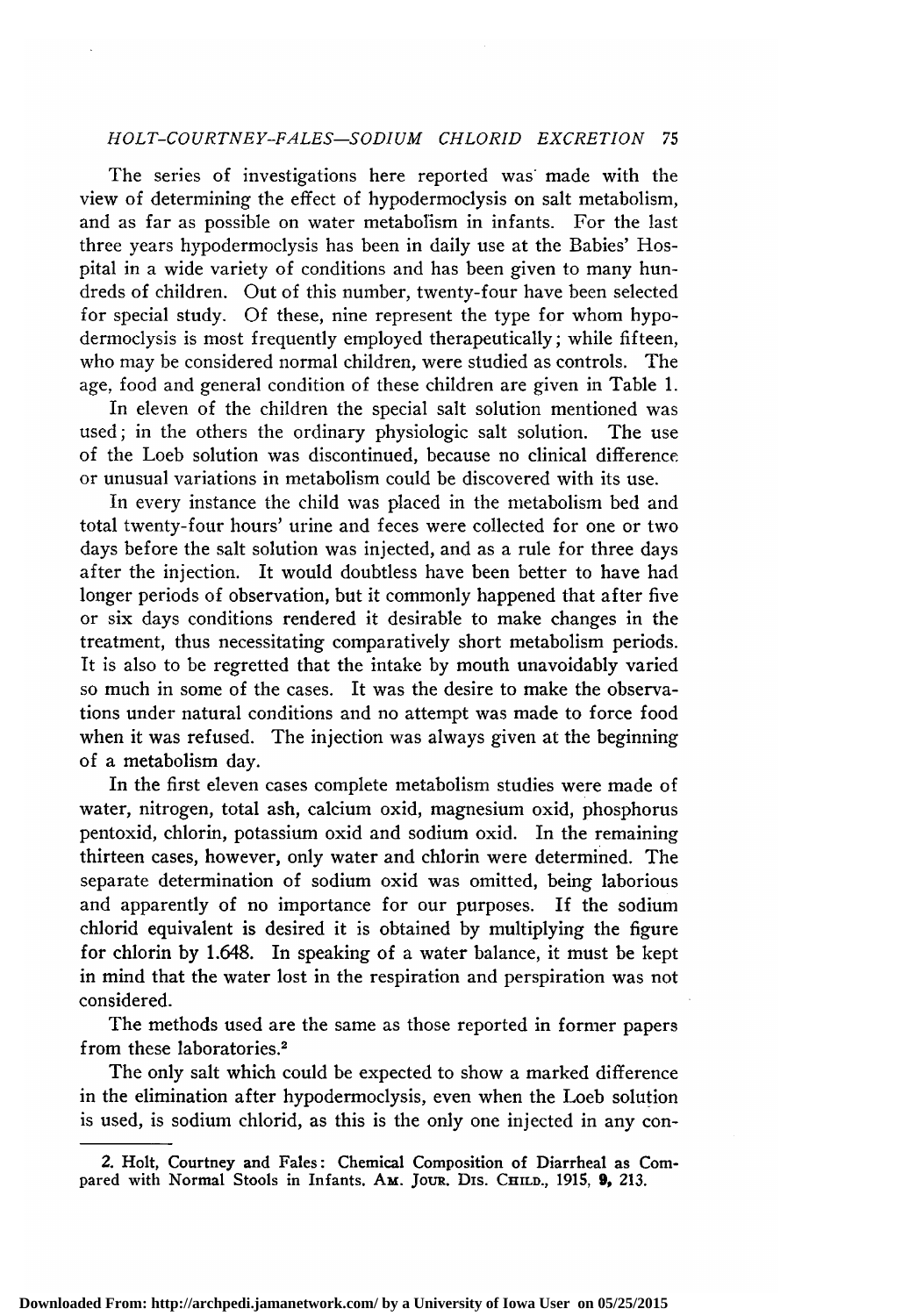The series of investigations here reported was made with the view of determining the effect of hypodermoclysis on salt metabolism, and as far as possible on water metabolism in infants. For the last three years hypodermoclysis has been in daily use at the Babies' Hospital in a wide variety of conditions and has been given to many hundreds of children. Out of this number, twenty-four have been selected for special study. Of these, nine represent the type for whom hypodermoclysis is most frequently employed therapeutically; while fifteen, who may be considered normal children, were studied as controls. The age, food and general condition of these children are given in Table 1.

In eleven of the children the special salt solution mentioned was used; in the others the ordinary physiologic salt solution. The use of the Loeb solution was discontinued, because no clinical difference or unusual variations in metabolism could be discovered with its use.

In every instance the child was placed in the metabolism bed and total twenty-four hours' urine and feces were collected for one or two days before the salt solution was injected, and as a rule for three days after the injection. It would doubtless have been better to have had longer periods of observation, but it commonly happened that after five or six days conditions rendered it desirable to make changes in the treatment, thus necessitating comparatively short metabolism periods. It is also to be regretted that the intake by mouth unavoidably varied so much in some of the cases. It was the desire to make the observations under natural conditions and no attempt was made to force food when it was refused. The injection was always given at the beginning of a metabolism day.

In the first eleven cases complete metabolism studies were made of water, nitrogen, total ash, calcium oxid, magnesium oxid, phosphorus pentoxid, chlorin, potassium oxid and sodium oxid. In the remaining thirteen cases, however, only water and chlorin were determined. The separate determination of sodium oxid was omitted, being laborious and apparently of no importance for our purposes. If the sodium chlorid equivalent is desired it is obtained by multiplying the figure for chlorin by 1.648. In speaking of a water balance, it must be kept in mind that the water lost in the respiration and perspiration was not considered.

The methods used are the same as those reported in former papers from these laboratories.[2]

The only salt which could be expected to show a marked difference in the elimination after hypodermoclysis, even when the Loeb solution is used, is sodium chlorid, as this is the only one injected in any con-

---

2. Holt, Courtney and Fales: Chemical Composition of Diarrheal as Compared with Normal Stools in Infants. Am. Jour. Dis. Child., 1915, **9**, 213.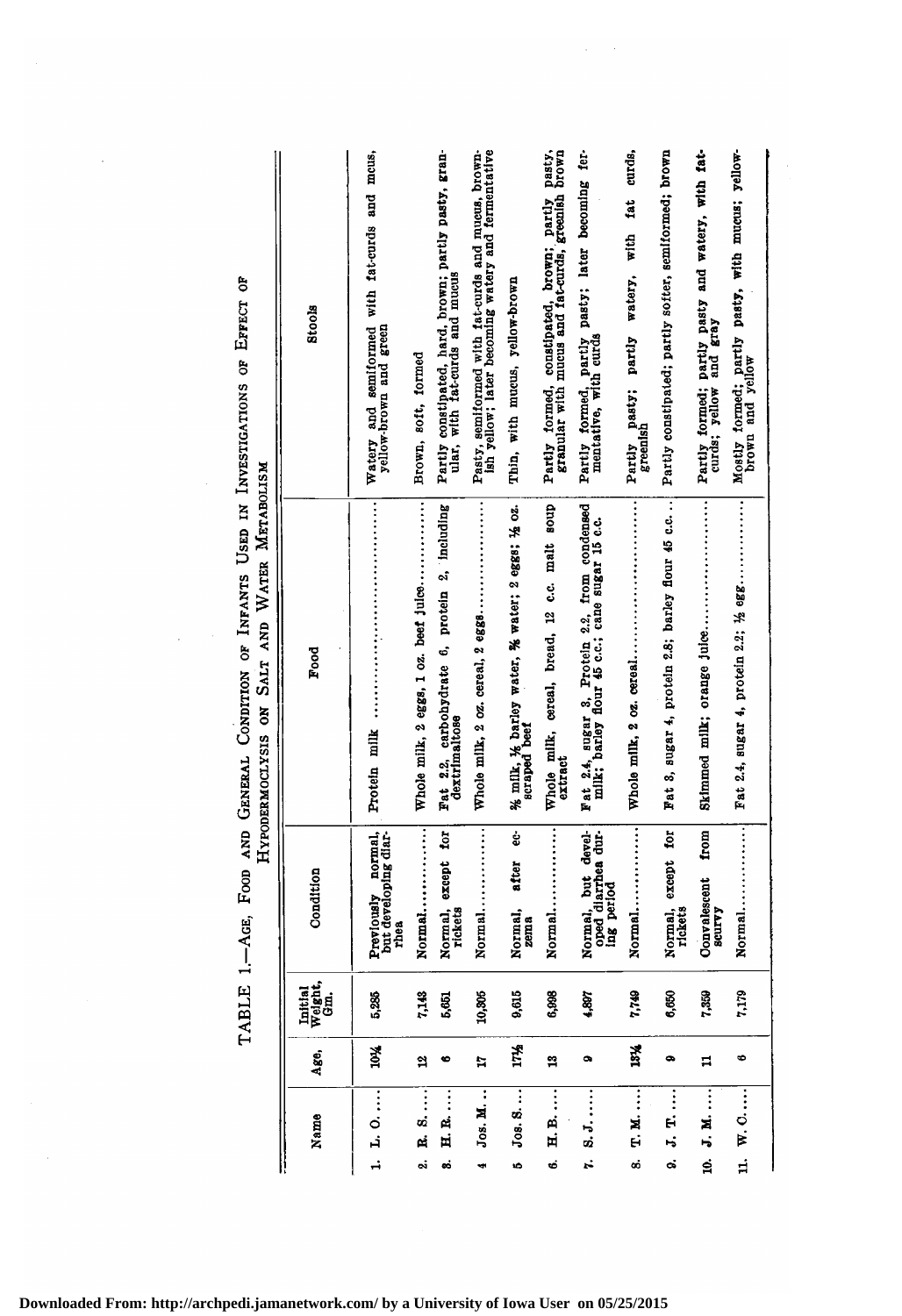TABLE 1.—AGE, FOOD AND GENERAL CONDITION OF INFANTS USED IN INVESTIGATIONS OF EFFECT OF HYPODERMOCLYSIS ON SALT AND WATER METABOLISM

| | Name | Age, Mos. | Initial Weight, Gm. | Condition | Food | Stools |
|---|---|---|---|---|---|---|
| 1. | L. O. .... | 10½ | 5,285 | Previously normal, but developing diarrhea | Protein milk .................... | Watery and semiformed with fat-curds and mucus, yellow-brown and green |
| 2. | R. S. .... | 12 | 7,143 | Normal............ | Whole milk, 2 eggs, 1 oz. beef juice.............. | Brown, soft, formed |
| 3. | H. R. .... | 6 | 5,651 | Normal, except for rickets | Fat 2.2, carbohydrate 6, protein 2, including dextrimaltose | Partly constipated, hard, brown; partly pasty, granular, with fat-curds and mucus |
| 4 | Jos. M. .. | 17 | 10,805 | Normal............ | Whole milk, 2 oz. cereal, 2 eggs.................... | Pasty, semiformed with fat-curds and mucus, brownish yellow; later becoming watery and fermentative |
| 5 | Jos. S. ... | 17½ | 9,615 | Normal, after eczema | ⅔ milk, ⅓ barley water, ⅔ water; 2 eggs; ½ oz. scraped beef | Thin, with mucus, yellow-brown |
| 6. | H. B. .... | 13 | 6,998 | Normal............ | Whole milk, cereal, bread, 12 c.c. malt soup extract | Partly formed, constipated, brown; partly pasty, granular with mucus and fat-curds, greenish brown |
| 7. | S. J. .... | 9 | 4,897 | Normal, but developed diarrhea during period | Fat 2.4, sugar 8, Protein 2.2, from condensed milk; barley flour 45 c.c.; cane sugar 15 c.c. | Partly formed, partly pasty; later becoming fermentative, with curds |
| 8. | T. M. .... | 13½ | 7,749 | Normal............ | Whole milk, 2 oz. cereal.......................... | Partly pasty; partly watery, with fat curds, greenish |
| 9. | J. T. .... | 9 | 6,650 | Normal, except for rickets | Fat 3, sugar 4, protein 2.8; barley flour 45 c.c.. | Partly constipated; partly softer, semiformed; brown |
| 10. | J. M. .... | 11 | 7,359 | Convalescent from scurvy | Skimmed milk; orange juice.......................... | Partly formed; partly pasty and watery, with fat-curds; yellow and gray |
| 11. | W. C. .... | 6 | 7,179 | Normal............ | Fat 2.4, sugar 4, protein 2.2; ½ egg............... | Mostly formed; partly pasty, with mucus; yellow-brown and yellow |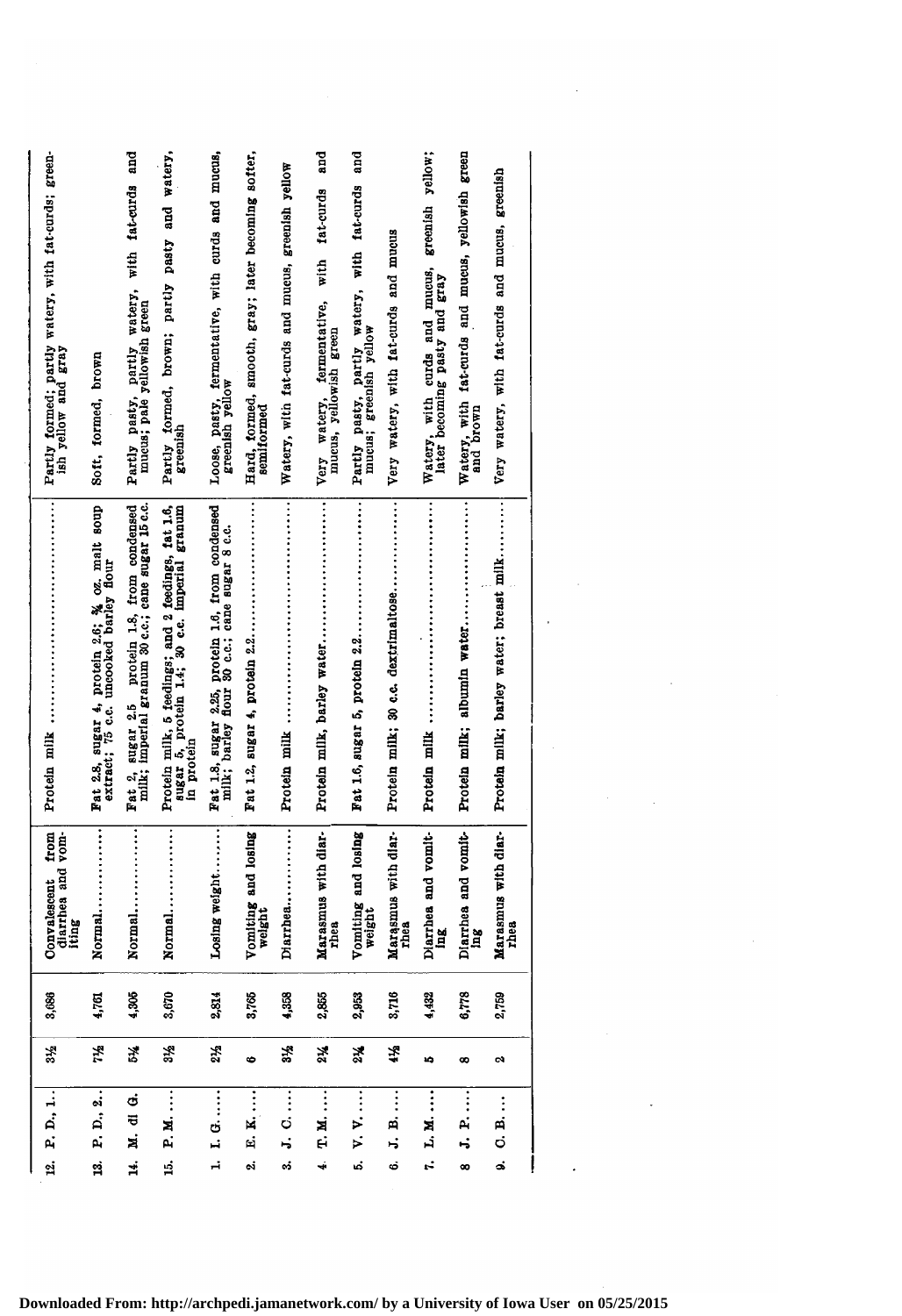| | | | | | | |
|---|---|---|---|---|---|---|
| 12. | P. D., 1. | 3½ | 3,686 | Convalescent from diarrhea and vomiting | Protein milk | Partly formed; partly watery, with fat-curds; greenish yellow and gray |
| 13. | P. D., 2. | 7½ | 4,761 | Normal | Fat 2.8, sugar 4, protein 2.6; ¾ oz. malt soup extract; 75 c.c. uncooked barley flour | Soft, formed, brown |
| 14. | M. di G. | 5¼ | 4,305 | Normal | Fat 2, sugar 2.5 protein 1.8, from condensed milk; imperial granum 30 c.c.; cane sugar 15 c.c. | Partly pasty, partly watery, with fat-curds and mucus; pale yellowish green |
| 15. | P. M. | 3½ | 3,670 | Normal | Protein milk, 5 feedings; and 2 feedings, fat 1.6, sugar 5, protein 1.4; 30 c.c. imperial granum in protein | Partly formed, brown; partly pasty and watery, greenish |
| 1. | I. G. | 2½ | 2,814 | Losing weight | Fat 1.8, sugar 2.25, protein 1.6, from condensed milk; barley flour 30 c.c.; cane sugar 8 c.c. | Loose, pasty, fermentative, with curds and mucus, greenish yellow |
| 2. | E. K. | 6 | 3,765 | Vomiting and losing weight | Fat 1.2, sugar 4, protein 2.2 | Hard, formed, smooth, gray; later becoming softer, semiformed |
| 3. | J. C. | 3½ | 4,358 | Diarrhea | Protein milk | Watery, with fat-curds and mucus, greenish yellow |
| 4. | T. M. | 2¾ | 2,665 | Marasmus with diarrhea | Protein milk, barley water | Very watery, fermentative, with fat-curds and mucus, yellowish green |
| 5. | V. V. | 2¾ | 2,953 | Vomiting and losing weight | Fat 1.6, sugar 5, protein 2.2 | Partly pasty, partly watery, with fat-curds and mucus; greenish yellow |
| 6. | J. B. | 4½ | 3,716 | Marasmus with diarrhea | Protein milk; 30 c.c. dextrimaltose | Very watery, with fat-curds and mucus |
| 7. | L. M. | 5 | 4,432 | Diarrhea and vomiting | Protein milk | Watery, with curds and mucus, greenish yellow; later becoming pasty and gray |
| 8. | J. P. | 8 | 6,778 | Diarrhea and vomiting | Protein milk; albumin water | Watery, with fat-curds and mucus, yellowish green and brown |
| 9. | C. B. | 2 | 2,759 | Marasmus with diarrhea | Protein milk; barley water; breast milk | Very watery, with fat-curds and mucus, greenish |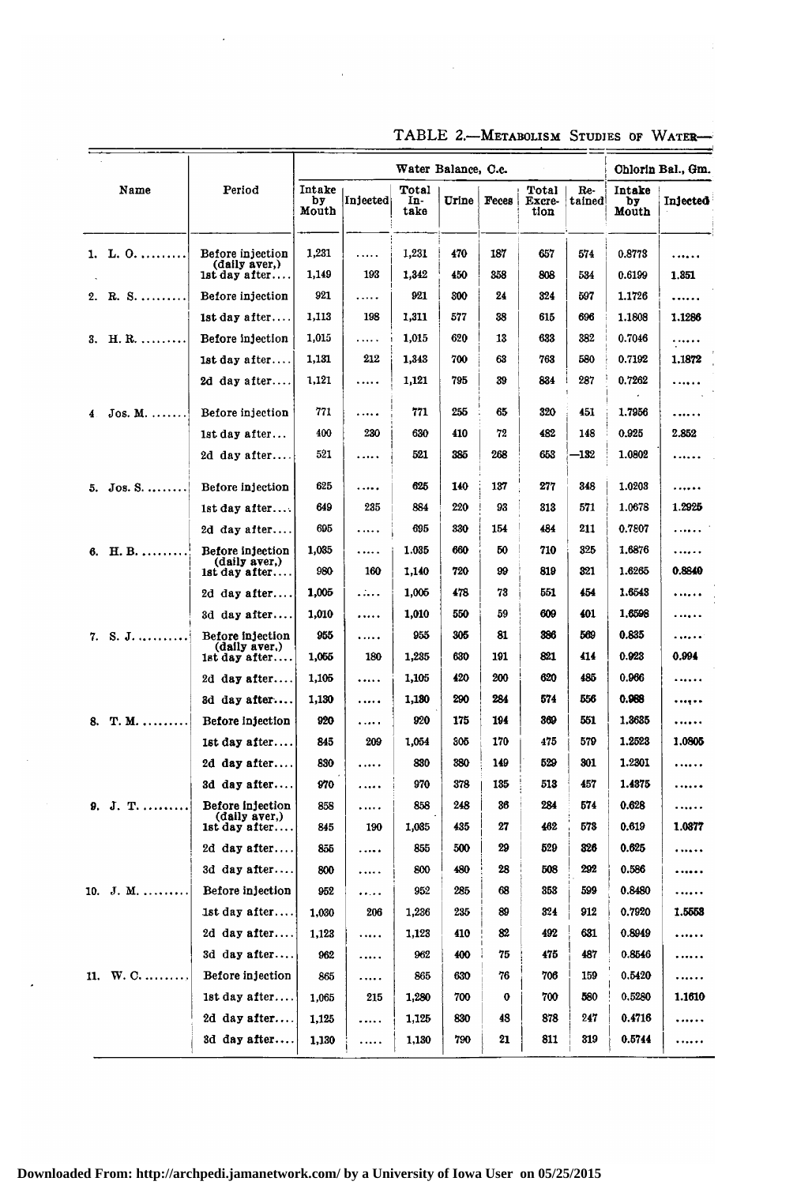TABLE 2.—Metabolism Studies of Water—

| Name | Period | Water Balance, C.c. | | | | | | | Chlorin Bal., Gm. | |
|---|---|---|---|---|---|---|---|---|---|---|
| | | Intake by Mouth | Injected | Total In-take | Urine | Feces | Total Excre-tion | Re-tained | Intake by Mouth | Injected |
| 1. L. O. ......... | Before injection (daily aver.) | 1,231 | ..... | 1,231 | 470 | 187 | 657 | 574 | 0.8773 | ...... |
| | 1st day after.... | 1,149 | 193 | 1,342 | 450 | 358 | 808 | 534 | 0.6199 | 1.351 |
| 2. R. S. ......... | Before injection | 921 | ..... | 921 | 300 | 24 | 324 | 597 | 1.1726 | ...... |
| | 1st day after.... | 1,113 | 198 | 1,311 | 577 | 38 | 615 | 696 | 1.1808 | 1.1286 |
| 3. H. R. ......... | Before injection | 1,015 | ..... | 1,015 | 620 | 13 | 633 | 382 | 0.7046 | ...... |
| | 1st day after.... | 1,131 | 212 | 1,343 | 700 | 63 | 763 | 580 | 0.7192 | 1.1872 |
| | 2d day after.... | 1,121 | ..... | 1,121 | 795 | 39 | 834 | 287 | 0.7262 | ...... |
| 4. Jos. M. ....... | Before injection | 771 | ..... | 771 | 255 | 65 | 320 | 451 | 1.7956 | ...... |
| | 1st day after... | 400 | 230 | 630 | 410 | 72 | 482 | 148 | 0.925 | 2.852 |
| | 2d day after.... | 521 | ..... | 521 | 385 | 268 | 653 | —132 | 1.0802 | ...... |
| 5. Jos. S. ........ | Before injection | 625 | ..... | 625 | 140 | 137 | 277 | 348 | 1.0203 | ...... |
| | 1st day after.... | 649 | 235 | 884 | 220 | 93 | 313 | 571 | 1.0678 | 1.2925 |
| | 2d day after.... | 695 | ..... | 695 | 330 | 154 | 484 | 211 | 0.7807 | ...... |
| 6. H. B. ......... | Before injection (daily aver.) | 1,035 | ..... | 1,035 | 660 | 50 | 710 | 325 | 1.6876 | ...... |
| | 1st day after.... | 980 | 160 | 1,140 | 720 | 99 | 819 | 321 | 1.6265 | 0.8840 |
| | 2d day after.... | 1,005 | ..... | 1,005 | 478 | 73 | 551 | 454 | 1.6543 | ...... |
| | 3d day after.... | 1,010 | ..... | 1,010 | 550 | 59 | 609 | 401 | 1.6598 | ...... |
| 7. S. J. ......... | Before injection (daily aver.) | 955 | ..... | 955 | 305 | 81 | 386 | 569 | 0.835 | ...... |
| | 1st day after.... | 1,055 | 180 | 1,235 | 630 | 191 | 821 | 414 | 0.923 | 0.994 |
| | 2d day after.... | 1,105 | ..... | 1,105 | 420 | 200 | 620 | 485 | 0.966 | ...... |
| | 3d day after.... | 1,130 | ..... | 1,130 | 290 | 284 | 574 | 556 | 0.988 | ...... |
| 8. T. M. ......... | Before injection | 920 | ..... | 920 | 175 | 194 | 369 | 551 | 1.3635 | ...... |
| | 1st day after.... | 845 | 209 | 1,054 | 305 | 170 | 475 | 579 | 1.2523 | 1.0805 |
| | 2d day after.... | 830 | ..... | 830 | 380 | 149 | 529 | 301 | 1.2301 | ...... |
| | 3d day after.... | 970 | ..... | 970 | 378 | 135 | 513 | 457 | 1.4375 | ...... |
| 9. J. T. ......... | Before injection (daily aver.) | 858 | ..... | 858 | 248 | 36 | 284 | 574 | 0.628 | ...... |
| | 1st day after.... | 845 | 190 | 1,035 | 435 | 27 | 462 | 573 | 0.619 | 1.0377 |
| | 2d day after.... | 855 | ..... | 855 | 500 | 29 | 529 | 326 | 0.625 | ...... |
| | 3d day after.... | 800 | ..... | 800 | 480 | 28 | 508 | 292 | 0.586 | ...... |
| 10. J. M. ......... | Before injection | 952 | ..... | 952 | 285 | 68 | 353 | 599 | 0.8480 | ...... |
| | 1st day after.... | 1,030 | 206 | 1,236 | 235 | 89 | 324 | 912 | 0.7920 | 1.5553 |
| | 2d day after.... | 1,123 | ..... | 1,123 | 410 | 82 | 492 | 631 | 0.8949 | ...... |
| | 3d day after.... | 962 | ..... | 962 | 400 | 75 | 475 | 487 | 0.8546 | ...... |
| 11. W. C. ......... | Before injection | 865 | ..... | 865 | 630 | 76 | 706 | 159 | 0.5420 | ...... |
| | 1st day after.... | 1,065 | 215 | 1,280 | 700 | 0 | 700 | 580 | 0.5280 | 1.1610 |
| | 2d day after.... | 1,125 | ..... | 1,125 | 830 | 48 | 878 | 247 | 0.4716 | ...... |
| | 3d day after.... | 1,130 | ..... | 1,130 | 790 | 21 | 811 | 319 | 0.5744 | ...... |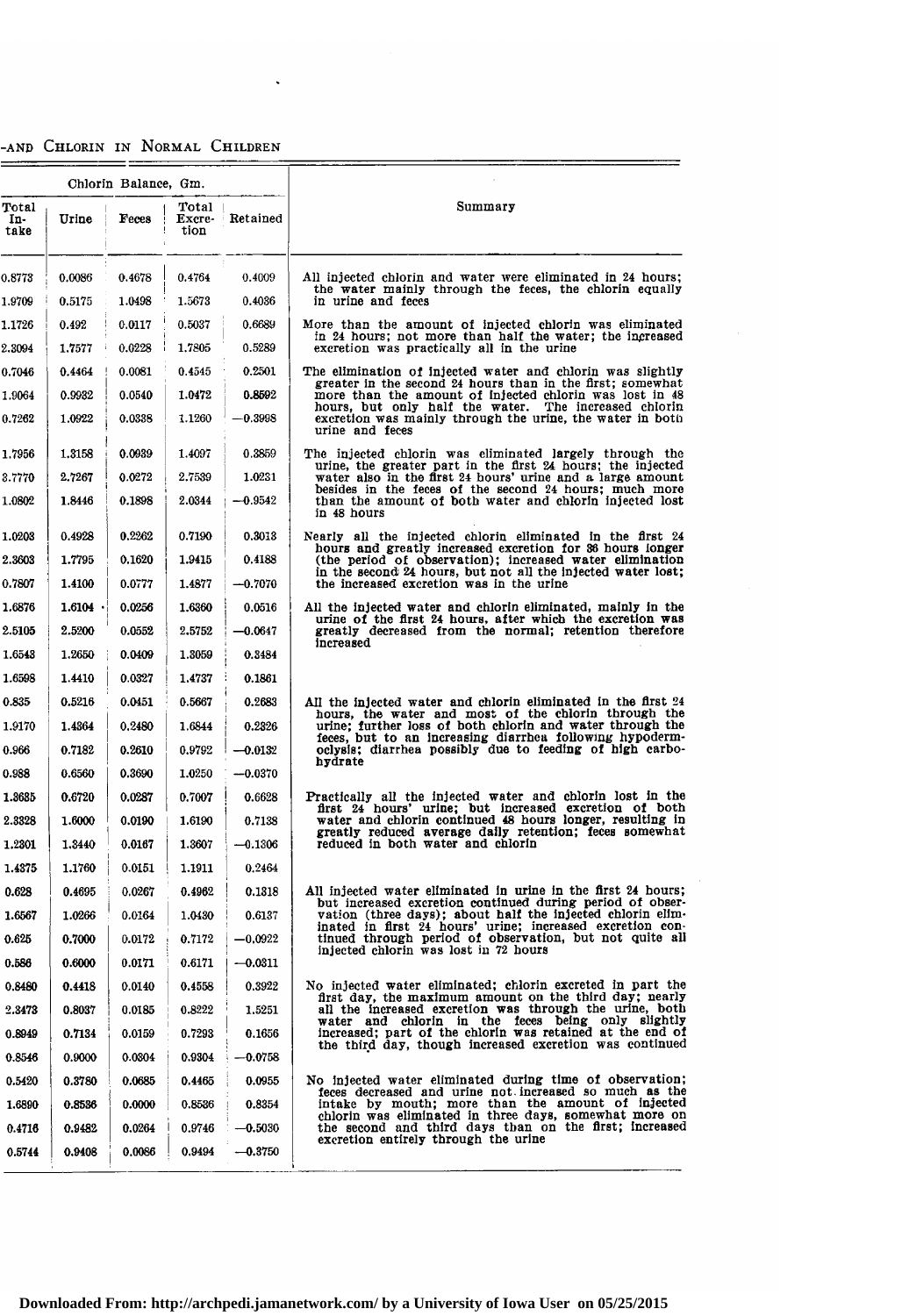-AND CHLORIN IN NORMAL CHILDREN

| Chlorin Balance, Gm. | | | | | Summary |
|---|---|---|---|---|---|
| Total Intake | Urine | Feces | Total Excretion | Retained | |
| 0.8773 | 0.0086 | 0.4678 | 0.4764 | 0.4009 | All injected chlorin and water were eliminated in 24 hours; the water mainly through the feces, the chlorin equally in urine and feces |
| 1.9709 | 0.5175 | 1.0498 | 1.5673 | 0.4036 | |
| 1.1726 | 0.492 | 0.0117 | 0.5037 | 0.6689 | More than the amount of injected chlorin was eliminated in 24 hours; not more than half the water; the increased excretion was practically all in the urine |
| 2.3094 | 1.7577 | 0.0228 | 1.7805 | 0.5289 | |
| 0.7046 | 0.4464 | 0.0081 | 0.4545 | 0.2501 | The elimination of injected water and chlorin was slightly greater in the second 24 hours than in the first; somewhat more than the amount of injected chlorin was lost in 48 hours, but only half the water. The increased chlorin excretion was mainly through the urine, the water in both urine and feces |
| 1.9064 | 0.9932 | 0.0540 | 1.0472 | 0.8592 | |
| 0.7262 | 1.0922 | 0.0338 | 1.1260 | −0.3998 | |
| 1.7956 | 1.3158 | 0.0939 | 1.4097 | 0.3859 | The injected chlorin was eliminated largely through the urine, the greater part in the first 24 hours; the injected water also in the first 24 hours' urine and a large amount besides in the feces of the second 24 hours; much more than the amount of both water and chlorin injected lost in 48 hours |
| 3.7770 | 2.7267 | 0.0272 | 2.7539 | 1.0231 | |
| 1.0802 | 1.8446 | 0.1898 | 2.0344 | −0.9542 | |
| 1.0203 | 0.4928 | 0.2262 | 0.7190 | 0.3013 | Nearly all the injected chlorin eliminated in the first 24 hours and greatly increased excretion for 36 hours longer (the period of observation); increased water elimination in the second 24 hours, but not all the injected water lost; the increased excretion was in the urine |
| 2.3603 | 1.7795 | 0.1620 | 1.9415 | 0.4188 | |
| 0.7807 | 1.4100 | 0.0777 | 1.4877 | −0.7070 | |
| 1.6876 | 1.6104 | 0.0256 | 1.6360 | 0.0516 | All the injected water and chlorin eliminated, mainly in the urine of the first 24 hours, after which the excretion was greatly decreased from the normal; retention therefore increased |
| 2.5105 | 2.5200 | 0.0552 | 2.5752 | −0.0647 | |
| 1.6543 | 1.2650 | 0.0409 | 1.3059 | 0.3484 | |
| 1.6598 | 1.4410 | 0.0327 | 1.4737 | 0.1861 | |
| 0.835 | 0.5216 | 0.0451 | 0.5667 | 0.2683 | All the injected water and chlorin eliminated in the first 24 hours, the water and most of the chlorin through the urine; further loss of both chlorin and water through the feces, but to an increasing diarrhea following hypodermoclysis; diarrhea possibly due to feeding of high carbohydrate |
| 1.9170 | 1.4364 | 0.2480 | 1.6844 | 0.2326 | |
| 0.966 | 0.7182 | 0.2610 | 0.9792 | −0.0132 | |
| 0.988 | 0.6560 | 0.3690 | 1.0250 | −0.0370 | |
| 1.3635 | 0.6720 | 0.0287 | 0.7007 | 0.6628 | Practically all the injected water and chlorin lost in the first 24 hours' urine; but increased excretion of both water and chlorin continued 48 hours longer, resulting in greatly reduced average daily retention; feces somewhat reduced in both water and chlorin |
| 2.3328 | 1.6000 | 0.0190 | 1.6190 | 0.7138 | |
| 1.2301 | 1.3440 | 0.0167 | 1.3607 | −0.1306 | |
| 1.4375 | 1.1760 | 0.0151 | 1.1911 | 0.2464 | |
| 0.628 | 0.4695 | 0.0267 | 0.4962 | 0.1318 | All injected water eliminated in urine in the first 24 hours; but increased excretion continued during period of observation (three days); about half the injected chlorin eliminated in first 24 hours' urine; increased excretion continued through period of observation, but not quite all injected chlorin was lost in 72 hours |
| 1.6567 | 1.0266 | 0.0164 | 1.0430 | 0.6137 | |
| 0.625 | 0.7000 | 0.0172 | 0.7172 | −0.0922 | |
| 0.586 | 0.6000 | 0.0171 | 0.6171 | −0.0311 | |
| 0.8480 | 0.4418 | 0.0140 | 0.4558 | 0.3922 | No injected water eliminated; chlorin excreted in part the first day, the maximum amount on the third day; nearly all the increased excretion was through the urine, both water and chlorin in the feces being only slightly increased; part of the chlorin was retained at the end of the third day, though increased excretion was continued |
| 2.3473 | 0.8037 | 0.0185 | 0.8222 | 1.5251 | |
| 0.8949 | 0.7134 | 0.0159 | 0.7293 | 0.1656 | |
| 0.8546 | 0.9000 | 0.0304 | 0.9304 | −0.0758 | |
| 0.5420 | 0.3780 | 0.0685 | 0.4465 | 0.0955 | No injected water eliminated during time of observation; feces decreased and urine not increased so much as the intake by mouth; more than the amount of injected chlorin was eliminated in three days, somewhat more on the second and third days than on the first; increased excretion entirely through the urine |
| 1.6890 | 0.8536 | 0.0000 | 0.8536 | 0.8354 | |
| 0.4716 | 0.9482 | 0.0264 | 0.9746 | −0.5030 | |
| 0.5744 | 0.9408 | 0.0086 | 0.9494 | −0.3750 | |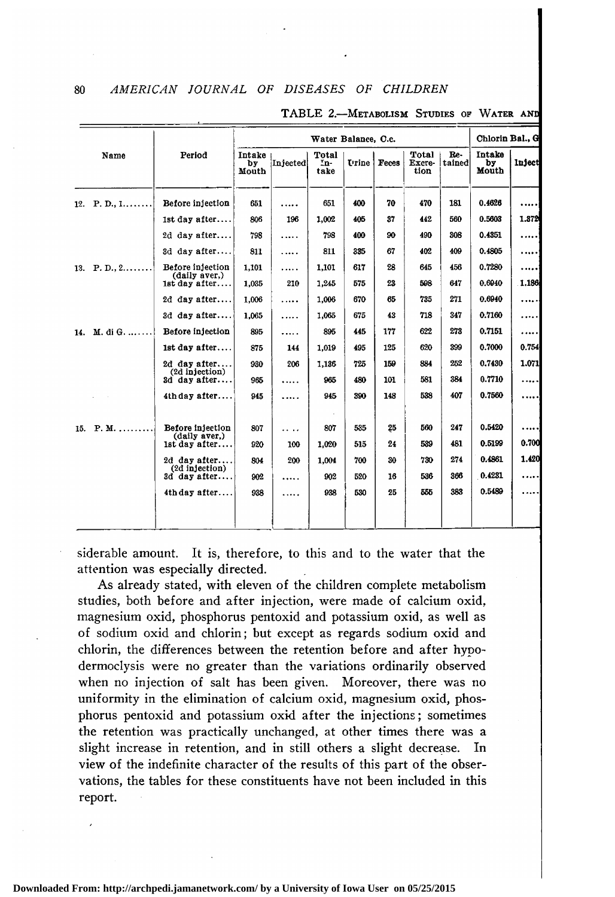TABLE 2.—Metabolism Studies of Water and

| Name | Period | Water Balance, C.c. | | | | | | | Chlorin Bal., G | |
|---|---|---|---|---|---|---|---|---|---|---|
| | | Intake by Mouth | Injected | Total Intake | Urine | Feces | Total Excretion | Retained | Intake by Mouth | Inject |
| 12. P. D., 1........ | Before injection | 651 | ..... | 651 | 400 | 70 | 470 | 181 | 0.4626 | ..... |
| | 1st day after.... | 806 | 196 | 1,002 | 405 | 37 | 442 | 560 | 0.5603 | 1.872 |
| | 2d day after.... | 798 | ..... | 798 | 400 | 90 | 490 | 308 | 0.4351 | ..... |
| | 3d day after.... | 811 | ..... | 811 | 335 | 67 | 402 | 409 | 0.4805 | ..... |
| 13. P. D., 2........ | Before injection (daily aver.) | 1,101 | ..... | 1,101 | 617 | 28 | 645 | 456 | 0.7280 | ..... |
| | 1st day after.... | 1,035 | 210 | 1,245 | 575 | 23 | 598 | 647 | 0.6940 | 1.186 |
| | 2d day after.... | 1,006 | ..... | 1,006 | 670 | 65 | 735 | 271 | 0.6940 | ..... |
| | 3d day after.... | 1,065 | ..... | 1,065 | 675 | 43 | 718 | 347 | 0.7160 | ..... |
| 14. M. di G. ....... | Before injection | 895 | ..... | 895 | 445 | 177 | 622 | 273 | 0.7151 | ..... |
| | 1st day after.... | 875 | 144 | 1,019 | 495 | 125 | 620 | 399 | 0.7000 | 0.754 |
| | 2d day after.... (2d injection) | 930 | 206 | 1,136 | 725 | 159 | 884 | 252 | 0.7430 | 1.071 |
| | 3d day after.... | 965 | ..... | 965 | 480 | 101 | 581 | 384 | 0.7710 | ..... |
| | 4th day after.... | 945 | ..... | 945 | 390 | 148 | 538 | 407 | 0.7560 | ..... |
| 15. P. M. ......... | Before injection (daily aver.) | 807 | ..... | 807 | 535 | 25 | 560 | 247 | 0.5420 | ..... |
| | 1st day after.... | 920 | 100 | 1,020 | 515 | 24 | 539 | 481 | 0.5199 | 0.700 |
| | 2d day after.... (2d injection) | 804 | 200 | 1,004 | 700 | 30 | 730 | 274 | 0.4861 | 1.420 |
| | 3d day after.... | 902 | ..... | 902 | 520 | 16 | 536 | 366 | 0.4231 | ..... |
| | 4th day after.... | 938 | ..... | 938 | 530 | 25 | 555 | 383 | 0.5489 | ..... |

siderable amount. It is, therefore, to this and to the water that the attention was especially directed.

As already stated, with eleven of the children complete metabolism studies, both before and after injection, were made of calcium oxid, magnesium oxid, phosphorus pentoxid and potassium oxid, as well as of sodium oxid and chlorin; but except as regards sodium oxid and chlorin, the differences between the retention before and after hypodermoclysis were no greater than the variations ordinarily observed when no injection of salt has been given. Moreover, there was no uniformity in the elimination of calcium oxid, magnesium oxid, phosphorus pentoxid and potassium oxid after the injections; sometimes the retention was practically unchanged, at other times there was a slight increase in retention, and in still others a slight decrease. In view of the indefinite character of the results of this part of the observations, the tables for these constituents have not been included in this report.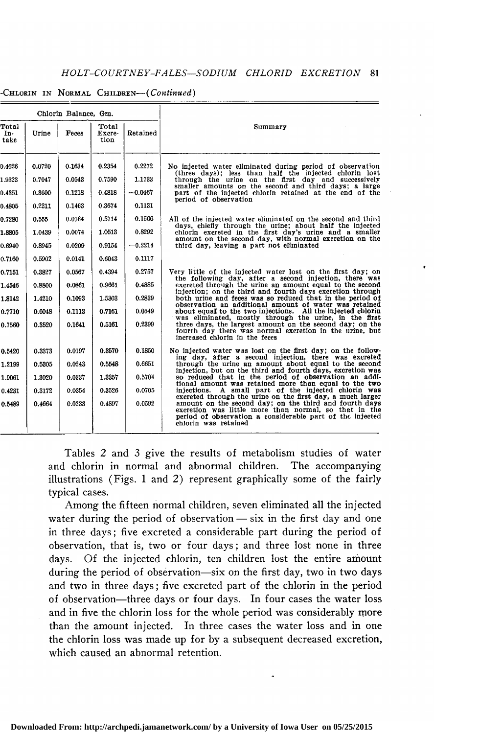-Chlorin in Normal Children—(*Continued*)

| Chlorin Balance, Gm. | | | | | Summary |
|---|---|---|---|---|---|
| Total Intake | Urine | Feces | Total Excretion | Retained | |
| 0.4626 | 0.0720 | 0.1634 | 0.2354 | 0.2272 | No injected water eliminated during period of observation (three days); less than half the injected chlorin lost through the urine on the first day and successively smaller amounts on the second and third days; a large part of the injected chlorin retained at the end of the period of observation |
| 1.9323 | 0.7047 | 0.0543 | 0.7590 | 1.1733 | |
| 0.4351 | 0.3600 | 0.1218 | 0.4818 | —0.0467 | |
| 0.4805 | 0.2211 | 0.1463 | 0.3674 | 0.1131 | |
| 0.7280 | 0.555 | 0.0164 | 0.5714 | 0.1566 | All of the injected water eliminated on the second and third days, chiefly through the urine; about half the injected chlorin excreted in the first day's urine and a smaller amount on the second day, with normal excretion on the third day, leaving a part not eliminated |
| 1.8805 | 1.0439 | 0.0074 | 1.0513 | 0.8292 | |
| 0.6940 | 0.8945 | 0.0209 | 0.9154 | —0.2214 | |
| 0.7160 | 0.5902 | 0.0141 | 0.6043 | 0.1117 | |
| 0.7151 | 0.3827 | 0.0567 | 0.4394 | 0.2757 | Very little of the injected water lost on the first day; on the following day, after a second injection, there was excreted through the urine an amount equal to the second injection; on the third and fourth days excretion through both urine and feces was so reduced that in the period of observation an additional amount of water was retained about equal to the two injections. All the injected chlorin was eliminated, mostly through the urine, in the first three days, the largest amount on the second day; on the fourth day there was normal excretion in the urine, but increased chlorin in the feces |
| 1.4546 | 0.8800 | 0.0861 | 0.9661 | 0.4885 | |
| 1.8142 | 1.4210 | 0.1093 | 1.5303 | 0.2839 | |
| 0.7710 | 0.6048 | 0.1113 | 0.7161 | 0.0549 | |
| 0.7560 | 0.3520 | 0.1641 | 0.5161 | 0.2399 | |
| 0.5420 | 0.3373 | 0.0197 | 0.3570 | 0.1850 | No injected water was lost on the first day; on the following day, after a second injection, there was excreted through the urine an amount about equal to the second injection, but on the third and fourth days, excretion was so reduced that in the period of observation an additional amount was retained more than equal to the two injections. A small part of the injected chlorin was excreted through the urine on the first day, a much larger amount on the second day; on the third and fourth days excretion was little more than normal, so that in the period of observation a considerable part of the injected chlorin was retained |
| 1.2199 | 0.5305 | 0.0243 | 0.5548 | 0.6651 | |
| 1.9061 | 1.3020 | 0.0337 | 1.3357 | 0.5704 | |
| 0.4231 | 0.3172 | 0.0354 | 0.3526 | 0.0705 | |
| 0.5489 | 0.4664 | 0.0233 | 0.4897 | 0.0592 | |

Tables 2 and 3 give the results of metabolism studies of water and chlorin in normal and abnormal children. The accompanying illustrations (Figs. 1 and 2) represent graphically some of the fairly typical cases.

Among the fifteen normal children, seven eliminated all the injected water during the period of observation — six in the first day and one in three days; five excreted a considerable part during the period of observation, that is, two or four days; and three lost none in three days. Of the injected chlorin, ten children lost the entire amount during the period of observation—six on the first day, two in two days and two in three days; five excreted part of the chlorin in the period of observation—three days or four days. In four cases the water loss and in five the chlorin loss for the whole period was considerably more than the amount injected. In three cases the water loss and in one the chlorin loss was made up for by a subsequent decreased excretion, which caused an abnormal retention.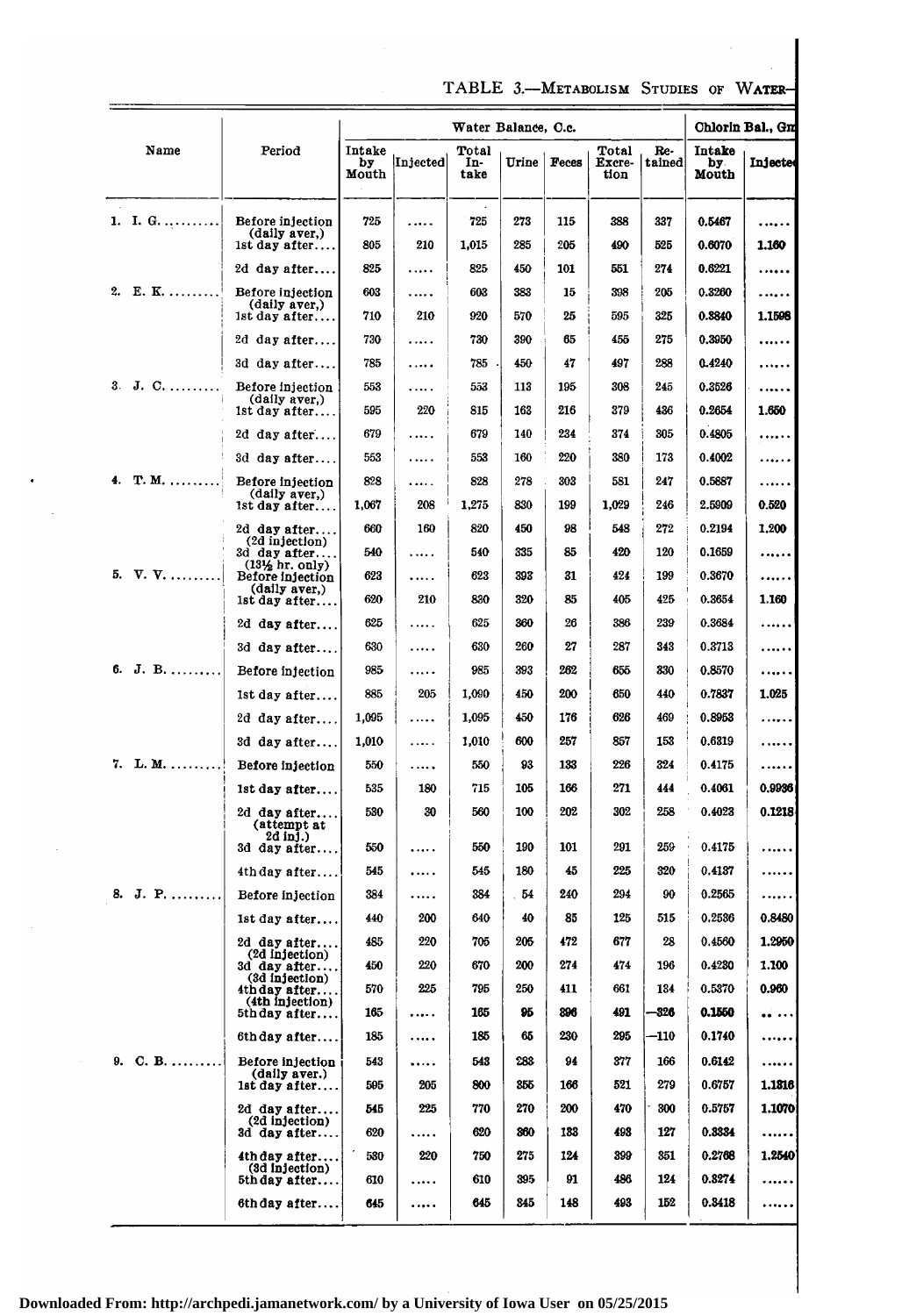TABLE 3.—METABOLISM STUDIES OF WATER—

| Name | Period | Water Balance, C.c. | | | | | | | Chlorin Bal., Gm | |
|---|---|---|---|---|---|---|---|---|---|---|
| | | Intake by Mouth | Injected | Total Intake | Urine | Feces | Total Excretion | Retained | Intake by Mouth | Injected |
| 1. I. G. ......... | Before injection (daily aver.) | 725 | ..... | 725 | 273 | 115 | 388 | 337 | 0.5467 | ..... |
| | 1st day after.... | 805 | 210 | 1,015 | 285 | 205 | 490 | 525 | 0.6070 | 1.160 |
| | 2d day after.... | 825 | ..... | 825 | 450 | 101 | 551 | 274 | 0.6221 | ..... |
| 2. E. K. ......... | Before injection (daily aver.) | 603 | ..... | 603 | 383 | 15 | 398 | 205 | 0.3260 | ..... |
| | 1st day after.... | 710 | 210 | 920 | 570 | 25 | 595 | 325 | 0.3840 | 1.1598 |
| | 2d day after.... | 730 | ..... | 730 | 390 | 65 | 455 | 275 | 0.3950 | ..... |
| | 3d day after.... | 785 | ..... | 785 | 450 | 47 | 497 | 288 | 0.4240 | ..... |
| 3. J. C. ......... | Before injection (daily aver.) | 553 | ..... | 553 | 113 | 195 | 308 | 245 | 0.3526 | ..... |
| | 1st day after.... | 595 | 220 | 815 | 163 | 216 | 379 | 436 | 0.2654 | 1.650 |
| | 2d day after.... | 679 | ..... | 679 | 140 | 234 | 374 | 305 | 0.4805 | ..... |
| | 3d day after.... | 553 | ..... | 553 | 160 | 220 | 380 | 173 | 0.4002 | ..... |
| 4. T. M. ......... | Before injection (daily aver.) | 828 | ..... | 828 | 278 | 303 | 581 | 247 | 0.5887 | ..... |
| | 1st day after.... | 1,067 | 208 | 1,275 | 830 | 199 | 1,029 | 246 | 2.5909 | 0.520 |
| | 2d day after.... (2d injection) | 660 | 160 | 820 | 450 | 98 | 548 | 272 | 0.2194 | 1.200 |
| | 3d day after.... (13½ hr. only) | 540 | ..... | 540 | 335 | 85 | 420 | 120 | 0.1659 | ..... |
| 5. V. V. ......... | Before injection (daily aver.) | 623 | ..... | 623 | 393 | 31 | 424 | 199 | 0.3670 | ..... |
| | 1st day after.... | 620 | 210 | 830 | 320 | 85 | 405 | 425 | 0.3654 | 1.160 |
| | 2d day after.... | 625 | ..... | 625 | 360 | 26 | 386 | 239 | 0.3684 | ..... |
| | 3d day after.... | 630 | ..... | 630 | 260 | 27 | 287 | 343 | 0.3713 | ..... |
| 6. J. B. ......... | Before injection | 985 | ..... | 985 | 393 | 262 | 655 | 330 | 0.8570 | ..... |
| | 1st day after.... | 885 | 205 | 1,090 | 450 | 200 | 650 | 440 | 0.7837 | 1.025 |
| | 2d day after.... | 1,095 | ..... | 1,095 | 450 | 176 | 626 | 469 | 0.8953 | ..... |
| | 3d day after.... | 1,010 | ..... | 1,010 | 600 | 257 | 857 | 153 | 0.6319 | ..... |
| 7. L. M. ......... | Before injection | 550 | ..... | 550 | 93 | 133 | 226 | 324 | 0.4175 | ..... |
| | 1st day after.... | 535 | 180 | 715 | 105 | 166 | 271 | 444 | 0.4061 | 0.9936 |
| | 2d day after.... (attempt at 2d inj.) | 530 | 30 | 560 | 100 | 202 | 302 | 258 | 0.4023 | 0.1218 |
| | 3d day after.... | 550 | ..... | 550 | 190 | 101 | 291 | 259 | 0.4175 | ..... |
| | 4th day after.... | 545 | ..... | 545 | 180 | 45 | 225 | 320 | 0.4137 | ..... |
| 8. J. P. ......... | Before injection | 384 | ..... | 384 | 54 | 240 | 294 | 90 | 0.2565 | ..... |
| | 1st day after.... | 440 | 200 | 640 | 40 | 85 | 125 | 515 | 0.2536 | 0.8480 |
| | 2d day after.... (2d injection) | 485 | 220 | 705 | 205 | 472 | 677 | 28 | 0.4560 | 1.2950 |
| | 3d day after.... (3d injection) | 450 | 220 | 670 | 200 | 274 | 474 | 196 | 0.4280 | 1.100 |
| | 4th day after.... (4th injection) | 570 | 225 | 795 | 250 | 411 | 661 | 134 | 0.5370 | 0.960 |
| | 5th day after.... | 165 | ..... | 165 | 95 | 396 | 491 | —326 | 0.1550 | ..... |
| | 6th day after.... | 185 | ..... | 185 | 65 | 230 | 295 | —110 | 0.1740 | ..... |
| 9. C. B. ......... | Before injection (daily aver.) | 543 | ..... | 543 | 283 | 94 | 377 | 166 | 0.6142 | ..... |
| | 1st day after.... | 595 | 205 | 800 | 355 | 166 | 521 | 279 | 0.6757 | 1.1816 |
| | 2d day after.... (2d injection) | 545 | 225 | 770 | 270 | 200 | 470 | 300 | 0.5757 | 1.1070 |
| | 3d day after.... | 620 | ..... | 620 | 360 | 133 | 493 | 127 | 0.3334 | ..... |
| | 4th day after.... (3d injection) | 530 | 220 | 750 | 275 | 124 | 399 | 351 | 0.2768 | 1.2540 |
| | 5th day after.... | 610 | ..... | 610 | 395 | 91 | 486 | 124 | 0.3274 | ..... |
| | 6th day after.... | 645 | ..... | 645 | 345 | 148 | 493 | 152 | 0.3418 | ..... |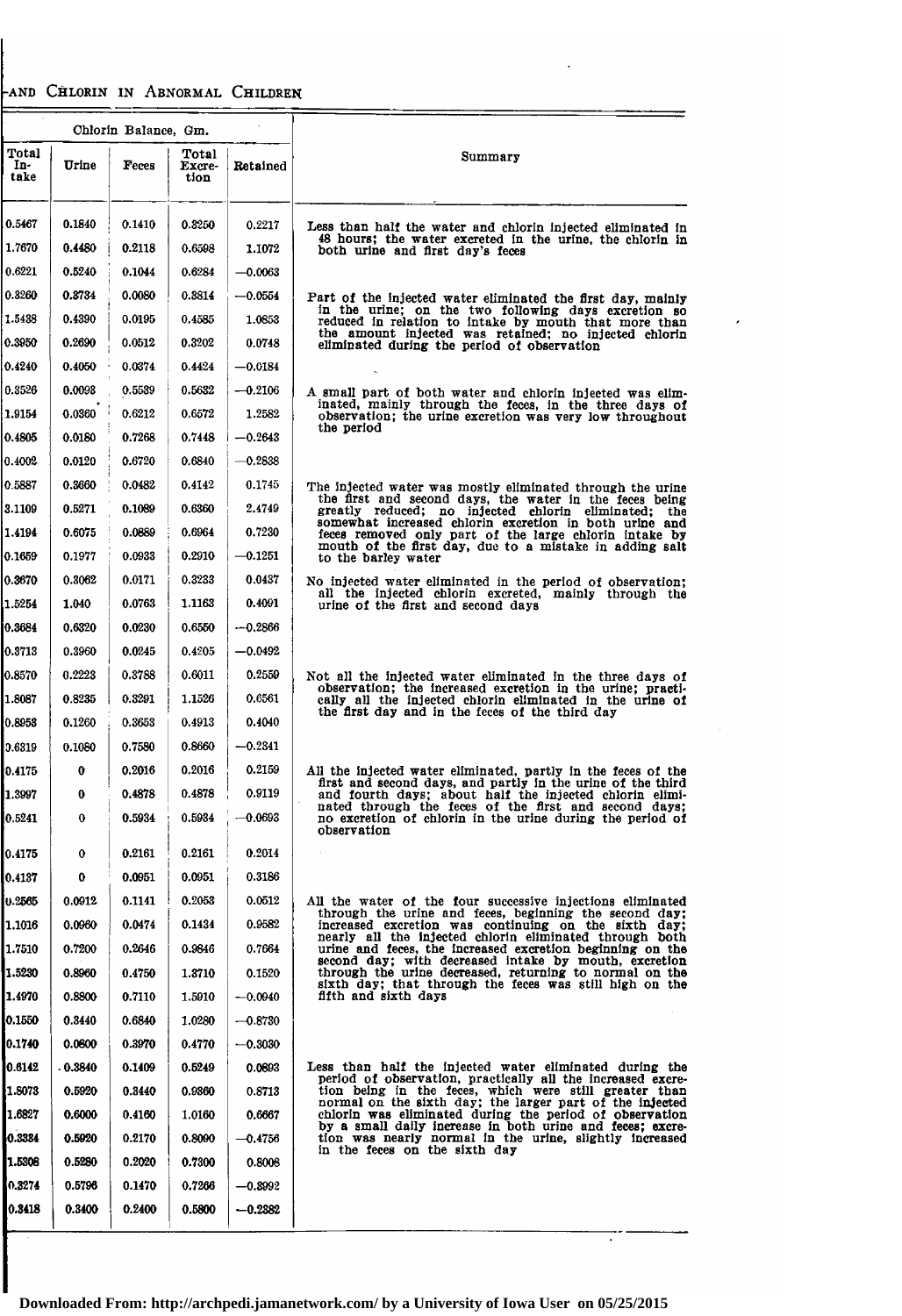# -and Chlorin in Abnormal Children

| Chlorin Balance, Gm. | | | | | Summary |
|---|---|---|---|---|---|
| Total Intake | Urine | Feces | Total Excretion | Retained | |
| 0.5467 | 0.1840 | 0.1410 | 0.3250 | 0.2217 | Less than half the water and chlorin injected eliminated in 48 hours; the water excreted in the urine, the chlorin in both urine and first day's feces |
| 1.7670 | 0.4480 | 0.2118 | 0.6598 | 1.1072 | |
| 0.6221 | 0.5240 | 0.1044 | 0.6284 | —0.0063 | |
| 0.3260 | 0.3734 | 0.0080 | 0.3814 | —0.0554 | Part of the injected water eliminated the first day, mainly in the urine; on the two following days excretion so reduced in relation to intake by mouth that more than the amount injected was retained; no injected chlorin eliminated during the period of observation |
| 1.5438 | 0.4390 | 0.0195 | 0.4585 | 1.0853 | |
| 0.3950 | 0.2690 | 0.0512 | 0.3202 | 0.0748 | |
| 0.4240 | 0.4050 | 0.0374 | 0.4424 | —0.0184 | |
| 0.3526 | 0.0093 | 0.5539 | 0.5632 | —0.2106 | A small part of both water and chlorin injected was eliminated, mainly through the feces, in the three days of observation; the urine excretion was very low throughout the period |
| 1.9154 | 0.0360 | 0.6212 | 0.6572 | 1.2582 | |
| 0.4805 | 0.0180 | 0.7268 | 0.7448 | —0.2643 | |
| 0.4002 | 0.0120 | 0.6720 | 0.6840 | —0.2838 | |
| 0.5887 | 0.3660 | 0.0482 | 0.4142 | 0.1745 | The injected water was mostly eliminated through the urine the first and second days, the water in the feces being greatly reduced; no injected chlorin eliminated; the somewhat increased chlorin excretion in both urine and feces removed only part of the large chlorin intake by mouth of the first day, due to a mistake in adding salt to the barley water |
| 3.1109 | 0.5271 | 0.1089 | 0.6360 | 2.4749 | |
| 1.4194 | 0.6075 | 0.0889 | 0.6964 | 0.7230 | |
| 0.1659 | 0.1977 | 0.0933 | 0.2910 | —0.1251 | |
| 0.3670 | 0.3062 | 0.0171 | 0.3233 | 0.0437 | No injected water eliminated in the period of observation; all the injected chlorin excreted, mainly through the urine of the first and second days |
| 1.5254 | 1.040 | 0.0763 | 1.1163 | 0.4091 | |
| 0.3684 | 0.6320 | 0.0230 | 0.6550 | —0.2866 | |
| 0.3713 | 0.3960 | 0.0245 | 0.4205 | —0.0492 | |
| 0.8570 | 0.2223 | 0.3788 | 0.6011 | 0.2559 | Not all the injected water eliminated in the three days of observation; the increased excretion in the urine; practically all the injected chlorin eliminated in the urine of the first day and in the feces of the third day |
| 1.8087 | 0.8235 | 0.3291 | 1.1526 | 0.6561 | |
| 0.8953 | 0.1260 | 0.3653 | 0.4913 | 0.4040 | |
| 0.6319 | 0.1080 | 0.7580 | 0.8660 | —0.2341 | |
| 0.4175 | 0 | 0.2016 | 0.2016 | 0.2159 | All the injected water eliminated, partly in the feces of the first and second days, and partly in the urine of the third and fourth days; about half the injected chlorin eliminated through the feces of the first and second days; no excretion of chlorin in the urine during the period of observation |
| 1.3997 | 0 | 0.4878 | 0.4878 | 0.9119 | |
| 0.5241 | 0 | 0.5934 | 0.5934 | —0.0693 | |
| 0.4175 | 0 | 0.2161 | 0.2161 | 0.2014 | |
| 0.4137 | 0 | 0.0951 | 0.0951 | 0.3186 | |
| 0.2565 | 0.0912 | 0.1141 | 0.2053 | 0.0512 | All the water of the four successive injections eliminated through the urine and feces, beginning the second day; increased excretion was continuing on the sixth day; nearly all the injected chlorin eliminated through both urine and feces, the increased excretion beginning on the second day; with decreased intake by mouth, excretion through the urine decreased, returning to normal on the sixth day; that through the feces was still high on the fifth and sixth days |
| 1.1016 | 0.0960 | 0.0474 | 0.1434 | 0.9582 | |
| 1.7510 | 0.7200 | 0.2646 | 0.9846 | 0.7664 | |
| 1.5230 | 0.8960 | 0.4750 | 1.3710 | 0.1520 | |
| 1.4970 | 0.8800 | 0.7110 | 1.5910 | —0.0940 | |
| 0.1550 | 0.3440 | 0.6840 | 1.0280 | —0.8730 | |
| 0.1740 | 0.0800 | 0.3970 | 0.4770 | —0.3030 | |
| 0.6142 | 0.3840 | 0.1409 | 0.5249 | 0.0893 | Less than half the injected water eliminated during the period of observation, practically all the increased excretion being in the feces, which were still greater than normal on the sixth day; the larger part of the injected chlorin was eliminated during the period of observation by a small daily increase in both urine and feces; excretion was nearly normal in the urine, slightly increased in the feces on the sixth day |
| 1.8073 | 0.5920 | 0.3440 | 0.9360 | 0.8713 | |
| 1.6827 | 0.6000 | 0.4160 | 1.0160 | 0.6667 | |
| 0.3384 | 0.5920 | 0.2170 | 0.8090 | —0.4756 | |
| 1.5308 | 0.5280 | 0.2020 | 0.7300 | 0.8008 | |
| 0.3274 | 0.5796 | 0.1470 | 0.7266 | —0.3992 | |
| 0.3418 | 0.3400 | 0.2400 | 0.5800 | —0.2382 | |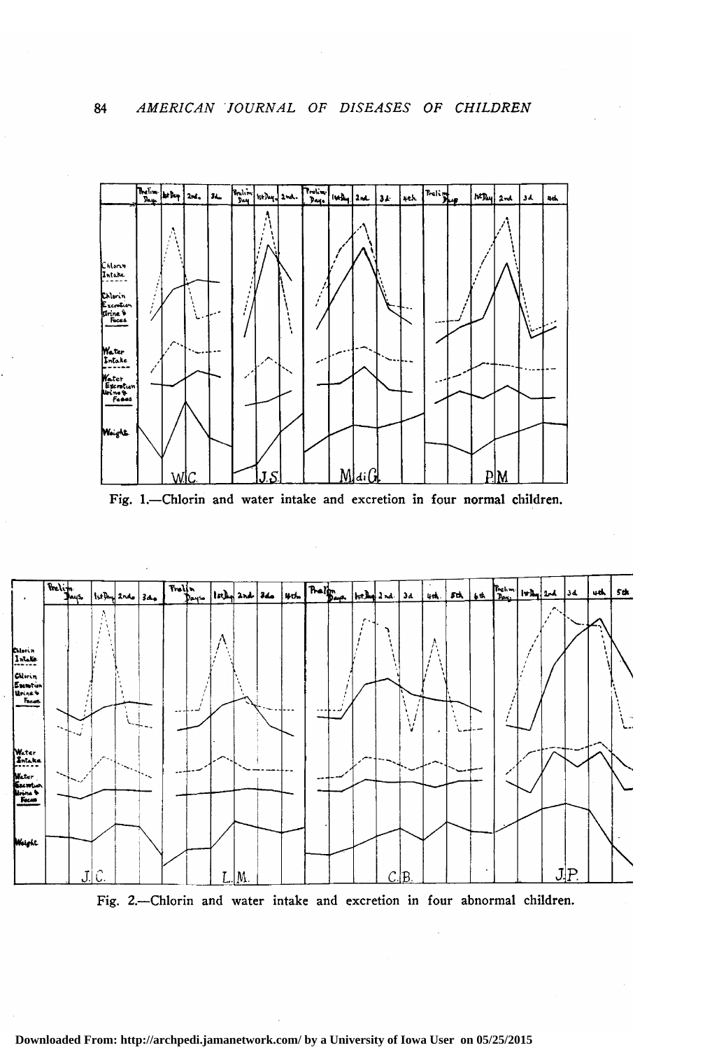Fig. 1.—Chlorin and water intake and excretion in four normal children.

Fig. 2.—Chlorin and water intake and excretion in four abnormal children.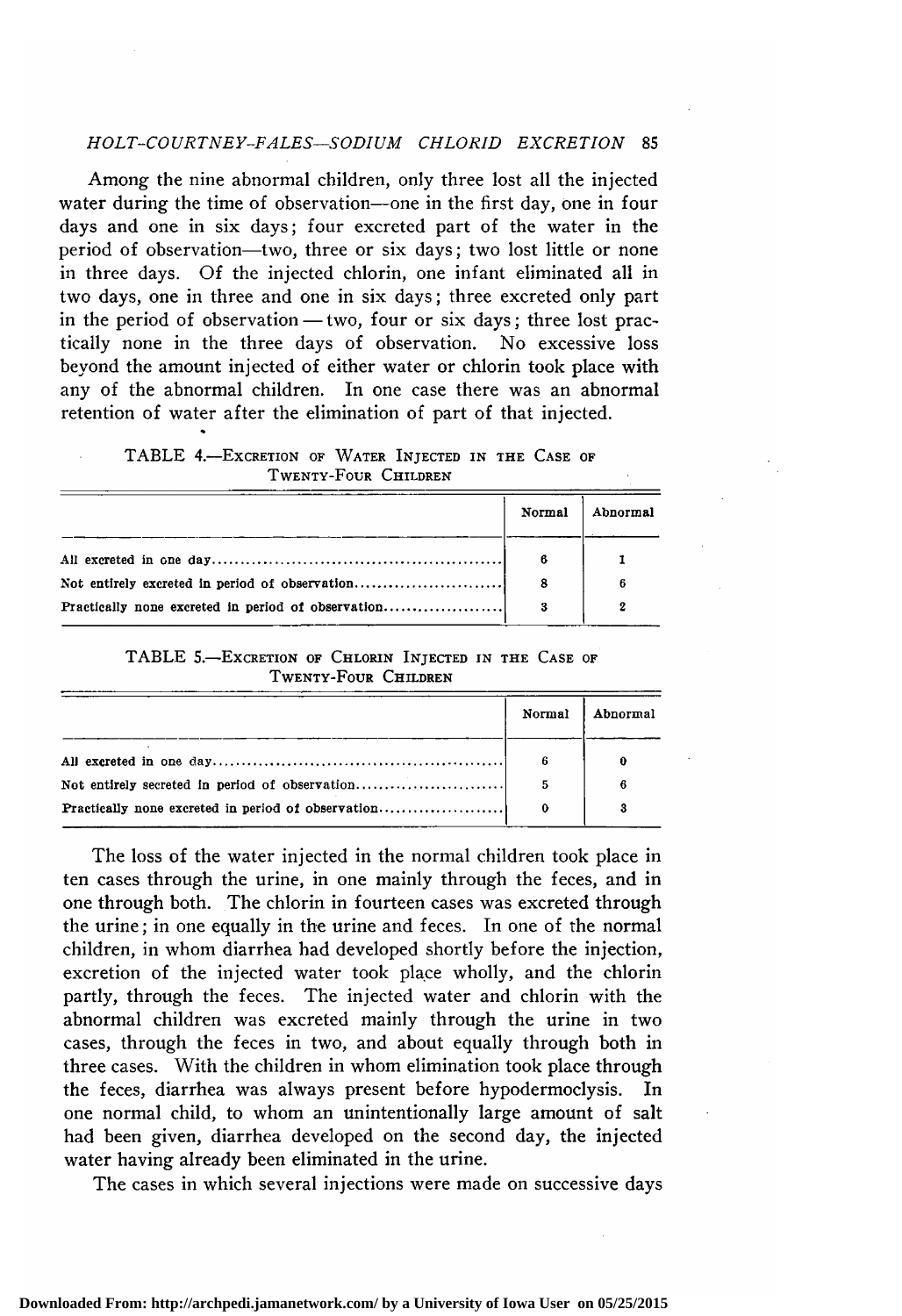Among the nine abnormal children, only three lost all the injected water during the time of observation—one in the first day, one in four days and one in six days; four excreted part of the water in the period of observation—two, three or six days; two lost little or none in three days. Of the injected chlorin, one infant eliminated all in two days, one in three and one in six days; three excreted only part in the period of observation — two, four or six days; three lost practically none in the three days of observation. No excessive loss beyond the amount injected of either water or chlorin took place with any of the abnormal children. In one case there was an abnormal retention of water after the elimination of part of that injected.

TABLE 4.—Excretion of Water Injected in the Case of Twenty-Four Children

| | Normal | Abnormal |
|---|---|---|
| All excreted in one day | 6 | 1 |
| Not entirely excreted in period of observation | 8 | 6 |
| Practically none excreted in period of observation | 3 | 2 |

TABLE 5.—Excretion of Chlorin Injected in the Case of Twenty-Four Children

| | Normal | Abnormal |
|---|---|---|
| All excreted in one day | 6 | 0 |
| Not entirely secreted in period of observation | 5 | 6 |
| Practically none excreted in period of observation | 0 | 3 |

The loss of the water injected in the normal children took place in ten cases through the urine, in one mainly through the feces, and in one through both. The chlorin in fourteen cases was excreted through the urine; in one equally in the urine and feces. In one of the normal children, in whom diarrhea had developed shortly before the injection, excretion of the injected water took place wholly, and the chlorin partly, through the feces. The injected water and chlorin with the abnormal children was excreted mainly through the urine in two cases, through the feces in two, and about equally through both in three cases. With the children in whom elimination took place through the feces, diarrhea was always present before hypodermoclysis. In one normal child, to whom an unintentionally large amount of salt had been given, diarrhea developed on the second day, the injected water having already been eliminated in the urine.

The cases in which several injections were made on successive days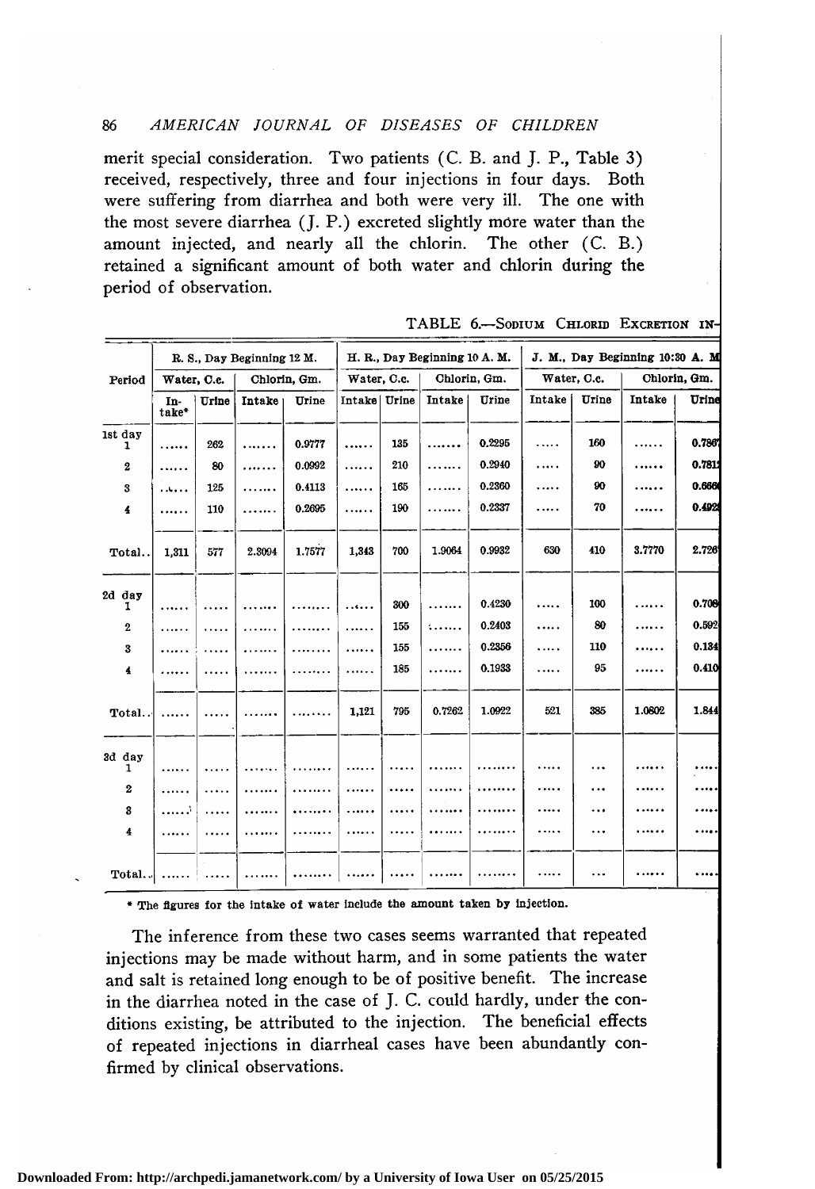merit special consideration. Two patients (C. B. and J. P., Table 3) received, respectively, three and four injections in four days. Both were suffering from diarrhea and both were very ill. The one with the most severe diarrhea (J. P.) excreted slightly more water than the amount injected, and nearly all the chlorin. The other (C. B.) retained a significant amount of both water and chlorin during the period of observation.

TABLE 6.—Sodium Chlorid Excretion in-

| Period | R. S., Day Beginning 12 M. | | | | H. R., Day Beginning 10 A. M. | | | | J. M., Day Beginning 10:30 A. M | | | |
|---|---|---|---|---|---|---|---|---|---|---|---|---|
| | Water, C.c. | | Chlorin, Gm. | | Water, C.c. | | Chlorin, Gm. | | Water, C.c. | | Chlorin, Gm. | |
| | Intake* | Urine | Intake | Urine | Intake | Urine | Intake | Urine | Intake | Urine | Intake | Urine |
| 1st day 1 | ...... | 262 | ....... | 0.9777 | ...... | 135 | ....... | 0.2295 | ..... | 160 | ...... | 0.7867 |
| 2 | ...... | 80 | ....... | 0.0992 | ...... | 210 | ....... | 0.2940 | ..... | 90 | ...... | 0.7812 |
| 3 | ...... | 125 | ....... | 0.4113 | ...... | 165 | ....... | 0.2360 | ..... | 90 | ...... | 0.6660 |
| 4 | ...... | 110 | ....... | 0.2695 | ...... | 190 | ....... | 0.2337 | ..... | 70 | ...... | 0.4924 |
| Total.. | 1,311 | 577 | 2.3094 | 1.7577 | 1,343 | 700 | 1.9064 | 0.9932 | 630 | 410 | 3.7770 | 2.726 |
| 2d day 1 | ...... | ..... | ....... | ........ | ...... | 300 | ....... | 0.4230 | ..... | 100 | ...... | 0.708 |
| 2 | ...... | ..... | ....... | ........ | ...... | 155 | ....... | 0.2403 | ..... | 80 | ...... | 0.592 |
| 3 | ...... | ..... | ....... | ........ | ...... | 155 | ....... | 0.2356 | ..... | 110 | ...... | 0.134 |
| 4 | ...... | ..... | ....... | ........ | ...... | 185 | ....... | 0.1933 | ..... | 95 | ...... | 0.410 |
| Total.. | ...... | ..... | ....... | ........ | 1,121 | 795 | 0.7262 | 1.0922 | 521 | 385 | 1.0802 | 1.844 |
| 3d day 1 | ...... | ..... | ....... | ........ | ...... | ..... | ....... | ........ | ..... | ... | ...... | ..... |
| 2 | ...... | ..... | ....... | ........ | ...... | ..... | ....... | ........ | ..... | ... | ...... | ..... |
| 3 | ...... | ..... | ....... | ........ | ...... | ..... | ....... | ........ | ..... | ... | ...... | ..... |
| 4 | ...... | ..... | ....... | ........ | ...... | ..... | ....... | ........ | ..... | ... | ...... | ..... |
| Total.. | ...... | ..... | ....... | ........ | ...... | ..... | ....... | ........ | ..... | ... | ...... | ..... |

\* The figures for the intake of water include the amount taken by injection.

The inference from these two cases seems warranted that repeated injections may be made without harm, and in some patients the water and salt is retained long enough to be of positive benefit. The increase in the diarrhea noted in the case of J. C. could hardly, under the conditions existing, be attributed to the injection. The beneficial effects of repeated injections in diarrheal cases have been abundantly confirmed by clinical observations.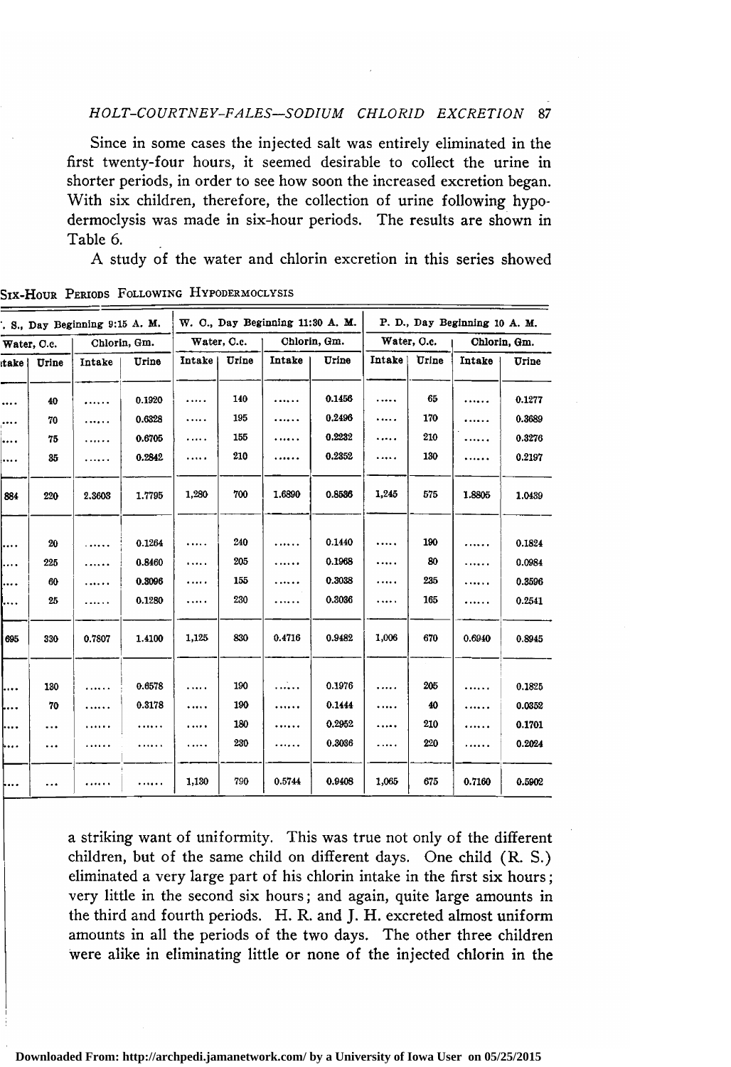Since in some cases the injected salt was entirely eliminated in the first twenty-four hours, it seemed desirable to collect the urine in shorter periods, in order to see how soon the increased excretion began. With six children, therefore, the collection of urine following hypodermoclysis was made in six-hour periods. The results are shown in Table 6.

A study of the water and chlorin excretion in this series showed

Six-Hour Periods Following Hypodermoclysis

| . S., Day Beginning 9:15 A. M. | | | | W. O., Day Beginning 11:30 A. M. | | | | P. D., Day Beginning 10 A. M. | | | |
|---|---|---|---|---|---|---|---|---|---|---|---|
| Water, C.c. | | Chlorin, Gm. | | Water, C.c. | | Chlorin, Gm. | | Water, C.c. | | Chlorin, Gm. | |
| take | Urine | Intake | Urine | Intake | Urine | Intake | Urine | Intake | Urine | Intake | Urine |
| .... | 40 | ...... | 0.1920 | ..... | 140 | ...... | 0.1456 | ..... | 65 | ...... | 0.1277 |
| .... | 70 | ...... | 0.6328 | ..... | 195 | ...... | 0.2496 | ..... | 170 | ...... | 0.3689 |
| .... | 75 | ...... | 0.6705 | ..... | 155 | ...... | 0.2232 | ..... | 210 | ...... | 0.3276 |
| .... | 35 | ...... | 0.2842 | ..... | 210 | ...... | 0.2352 | ..... | 130 | ...... | 0.2197 |
| 884 | 220 | 2.3603 | 1.7795 | 1,280 | 700 | 1.6890 | 0.8536 | 1,245 | 575 | 1.8805 | 1.0439 |
| .... | 20 | ...... | 0.1264 | ..... | 240 | ...... | 0.1440 | ..... | 190 | ...... | 0.1824 |
| .... | 225 | ...... | 0.8460 | ..... | 205 | ...... | 0.1968 | ..... | 80 | ...... | 0.0984 |
| .... | 60 | ...... | 0.3096 | ..... | 155 | ...... | 0.3038 | ..... | 235 | ...... | 0.3596 |
| .... | 25 | ...... | 0.1280 | ..... | 230 | ...... | 0.3036 | ..... | 165 | ...... | 0.2541 |
| 695 | 330 | 0.7807 | 1.4100 | 1,125 | 830 | 0.4716 | 0.9482 | 1,006 | 670 | 0.6940 | 0.8945 |
| .... | 180 | ...... | 0.6578 | ..... | 190 | ...... | 0.1976 | ..... | 205 | ...... | 0.1825 |
| .... | 70 | ...... | 0.3178 | ..... | 190 | ...... | 0.1444 | ..... | 40 | ...... | 0.0352 |
| .... | ... | ...... | ...... | ..... | 180 | ...... | 0.2952 | ..... | 210 | ...... | 0.1701 |
| .... | ... | ...... | ...... | ..... | 230 | ...... | 0.3036 | ..... | 220 | ...... | 0.2024 |
| .... | ... | ...... | ...... | 1,130 | 790 | 0.5744 | 0.9408 | 1,065 | 675 | 0.7160 | 0.5902 |

a striking want of uniformity. This was true not only of the different children, but of the same child on different days. One child (R. S.) eliminated a very large part of his chlorin intake in the first six hours; very little in the second six hours; and again, quite large amounts in the third and fourth periods. H. R. and J. H. excreted almost uniform amounts in all the periods of the two days. The other three children were alike in eliminating little or none of the injected chlorin in the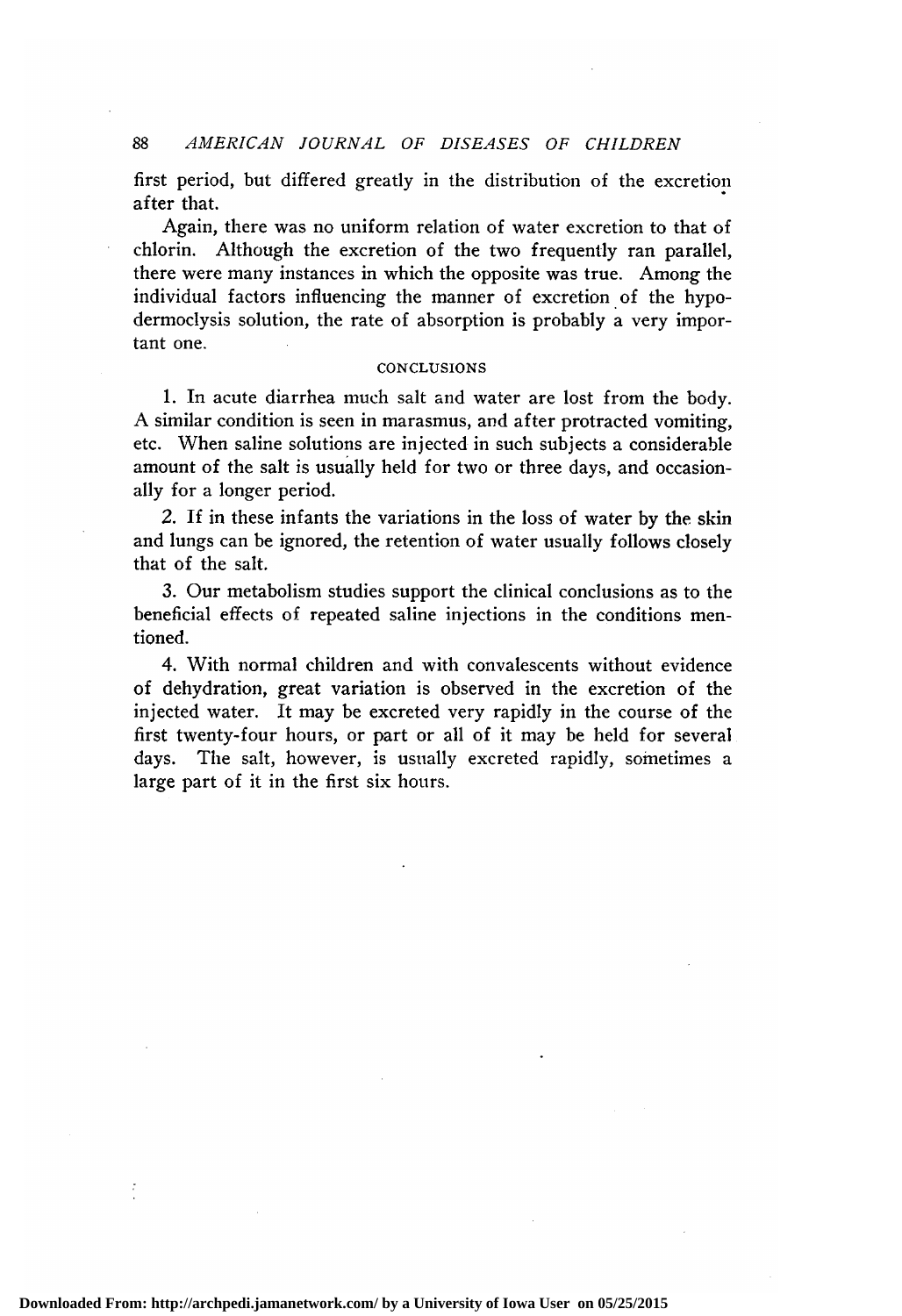first period, but differed greatly in the distribution of the excretion after that.

Again, there was no uniform relation of water excretion to that of chlorin. Although the excretion of the two frequently ran parallel, there were many instances in which the opposite was true. Among the individual factors influencing the manner of excretion of the hypodermoclysis solution, the rate of absorption is probably a very important one.

## CONCLUSIONS

1. In acute diarrhea much salt and water are lost from the body. A similar condition is seen in marasmus, and after protracted vomiting, etc. When saline solutions are injected in such subjects a considerable amount of the salt is usually held for two or three days, and occasionally for a longer period.

2. If in these infants the variations in the loss of water by the skin and lungs can be ignored, the retention of water usually follows closely that of the salt.

3. Our metabolism studies support the clinical conclusions as to the beneficial effects of repeated saline injections in the conditions mentioned.

4. With normal children and with convalescents without evidence of dehydration, great variation is observed in the excretion of the injected water. It may be excreted very rapidly in the course of the first twenty-four hours, or part or all of it may be held for several days. The salt, however, is usually excreted rapidly, sometimes a large part of it in the first six hours.